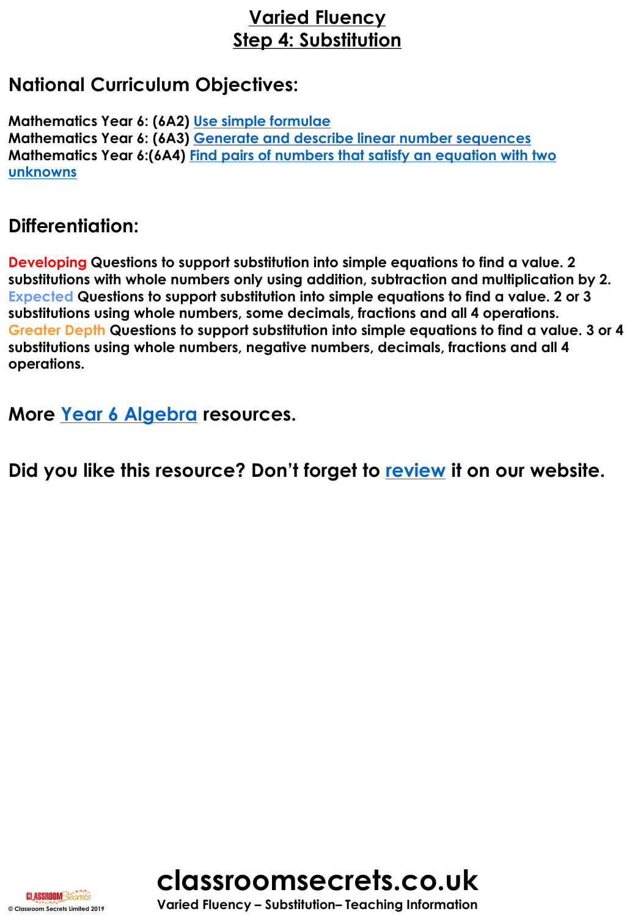# Varied Fluency
## Step 4: Substitution

## National Curriculum Objectives:

**Mathematics Year 6: (6A2) Use simple formulae**
**Mathematics Year 6: (6A3) Generate and describe linear number sequences**
**Mathematics Year 6:(6A4) Find pairs of numbers that satisfy an equation with two unknowns**

## Differentiation:

**Developing Questions to support substitution into simple equations to find a value. 2 substitutions with whole numbers only using addition, subtraction and multiplication by 2.**
**Expected Questions to support substitution into simple equations to find a value. 2 or 3 substitutions using whole numbers, some decimals, fractions and all 4 operations.**
**Greater Depth Questions to support substitution into simple equations to find a value. 3 or 4 substitutions using whole numbers, negative numbers, decimals, fractions and all 4 operations.**

## More Year 6 Algebra resources.

## Did you like this resource? Don't forget to review it on our website.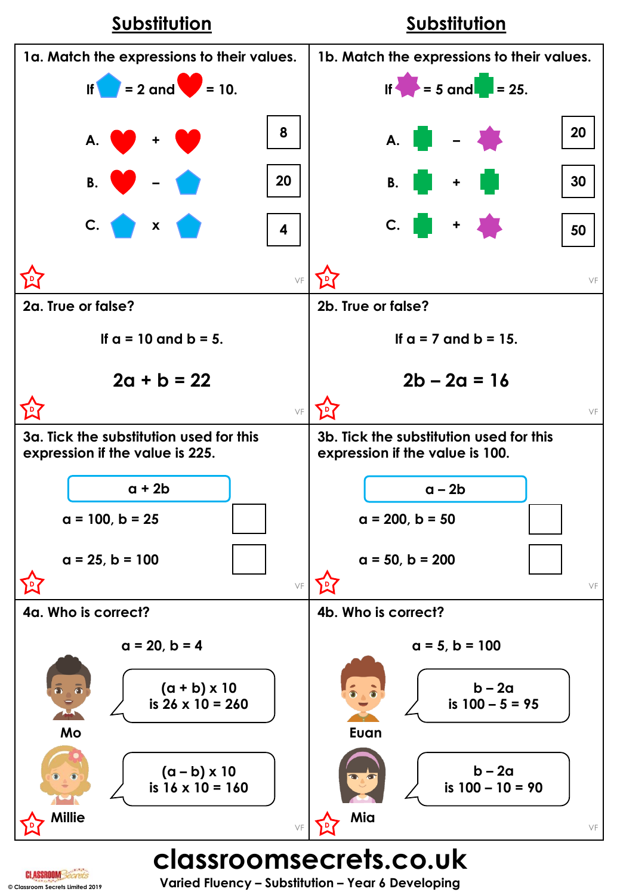## Substitution

**1a. Match the expressions to their values.**

If pentagon = 2 and heart = 10.

A. heart + heart

B. heart – pentagon

C. pentagon x pentagon

| |
|---|
| 8 |
| 20 |
| 4 |

## Substitution

**1b. Match the expressions to their values.**

If star = 5 and cross = 25.

A. cross – star

B. cross + cross

C. cross + star

| |
|---|
| 20 |
| 30 |
| 50 |

**2a. True or false?**

If a = 10 and b = 5.

$$2a + b = 22$$

**2b. True or false?**

If a = 7 and b = 15.

$$2b - 2a = 16$$

**3a. Tick the substitution used for this expression if the value is 225.**

a + 2b

| | |
|---|---|
| a = 100, b = 25 | ☐ |
| a = 25, b = 100 | ☐ |

**3b. Tick the substitution used for this expression if the value is 100.**

a – 2b

| | |
|---|---|
| a = 200, b = 50 | ☐ |
| a = 50, b = 200 | ☐ |

**4a. Who is correct?**

a = 20, b = 4

**Mo:** (a + b) x 10 is 26 x 10 = 260

**Millie:** (a – b) x 10 is 16 x 10 = 160

**4b. Who is correct?**

a = 5, b = 100

**Euan:** b – 2a is 100 – 5 = 95

**Mia:** b – 2a is 100 – 10 = 90

classroomsecrets.co.uk

Varied Fluency – Substitution – Year 6 Developing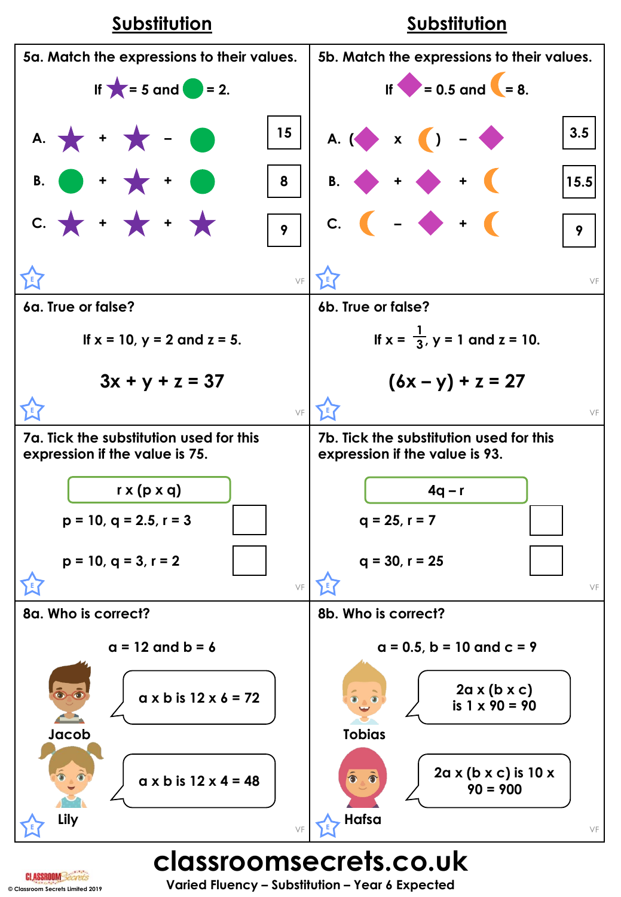## Substitution

**5a. Match the expressions to their values.**

If ★ = 5 and ● = 2.

A. ★ + ★ − ●

B. ● + ★ + ●

C. ★ + ★ + ★

| |
|---|
| 15 |
| 8 |
| 9 |

**6a. True or false?**

If $x = 10$, $y = 2$ and $z = 5$.

$$3x + y + z = 37$$

**7a. Tick the substitution used for this expression if the value is 75.**

r x (p x q)

p = 10, q = 2.5, r = 3 ☐

p = 10, q = 3, r = 2 ☐

**8a. Who is correct?**

a = 12 and b = 6

Jacob: a x b is 12 x 6 = 72

Lily: a x b is 12 x 4 = 48

## Substitution

**5b. Match the expressions to their values.**

If ◆ = 0.5 and ☾ = 8.

A. (◆ x ☾) − ◆

B. ◆ + ◆ + ☾

C. ☾ − ◆ + ☾

| |
|---|
| 3.5 |
| 15.5 |
| 9 |

**6b. True or false?**

If $x = \frac{1}{3}$, $y = 1$ and $z = 10$.

$$(6x - y) + z = 27$$

**7b. Tick the substitution used for this expression if the value is 93.**

4q – r

q = 25, r = 7 ☐

q = 30, r = 25 ☐

**8b. Who is correct?**

a = 0.5, b = 10 and c = 9

Tobias: 2a x (b x c) is 1 x 90 = 90

Hafsa: 2a x (b x c) is 10 x 90 = 900

classroomsecrets.co.uk

Varied Fluency – Substitution – Year 6 Expected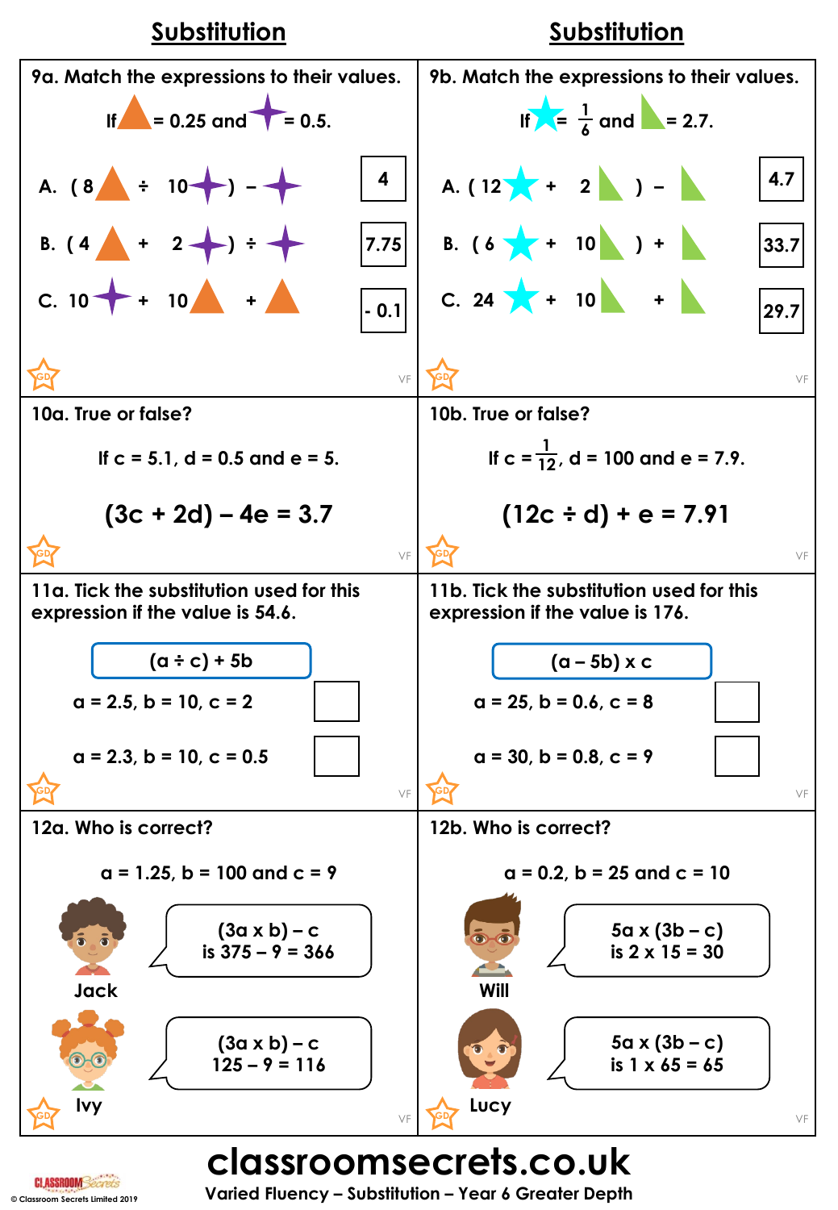## Substitution

**9a. Match the expressions to their values.**

If ▲ = 0.25 and ✦ = 0.5.

A. ( 8▲ ÷ 10✦ ) – ✦

B. ( 4▲ + 2✦ ) ÷ ✦

C. 10✦ + 10▲ + ▲

| 4 |
|---|
| 7.75 |
| - 0.1 |

**9b. Match the expressions to their values.**

If ★ = $\frac{1}{6}$ and ◣ = 2.7.

A. ( 12★ + 2◣ ) – ◣

B. ( 6★ + 10◣ ) + ◣

C. 24★ + 10◣ + ◣

| 4.7 |
|---|
| 33.7 |
| 29.7 |

**10a. True or false?**

If c = 5.1, d = 0.5 and e = 5.

$$(3c + 2d) - 4e = 3.7$$

**10b. True or false?**

If c = $\frac{1}{12}$, d = 100 and e = 7.9.

$$(12c \div d) + e = 7.91$$

**11a. Tick the substitution used for this expression if the value is 54.6.**

(a ÷ c) + 5b

a = 2.5, b = 10, c = 2 ☐

a = 2.3, b = 10, c = 0.5 ☐

**11b. Tick the substitution used for this expression if the value is 176.**

(a – 5b) x c

a = 25, b = 0.6, c = 8 ☐

a = 30, b = 0.8, c = 9 ☐

**12a. Who is correct?**

a = 1.25, b = 100 and c = 9

Jack: (3a x b) – c is 375 – 9 = 366

Ivy: (3a x b) – c 125 – 9 = 116

**12b. Who is correct?**

a = 0.2, b = 25 and c = 10

Will: 5a x (3b – c) is 2 x 15 = 30

Lucy: 5a x (3b – c) is 1 x 65 = 65

**classroomsecrets.co.uk**

Varied Fluency – Substitution – Year 6 Greater Depth

© Classroom Secrets Limited 2019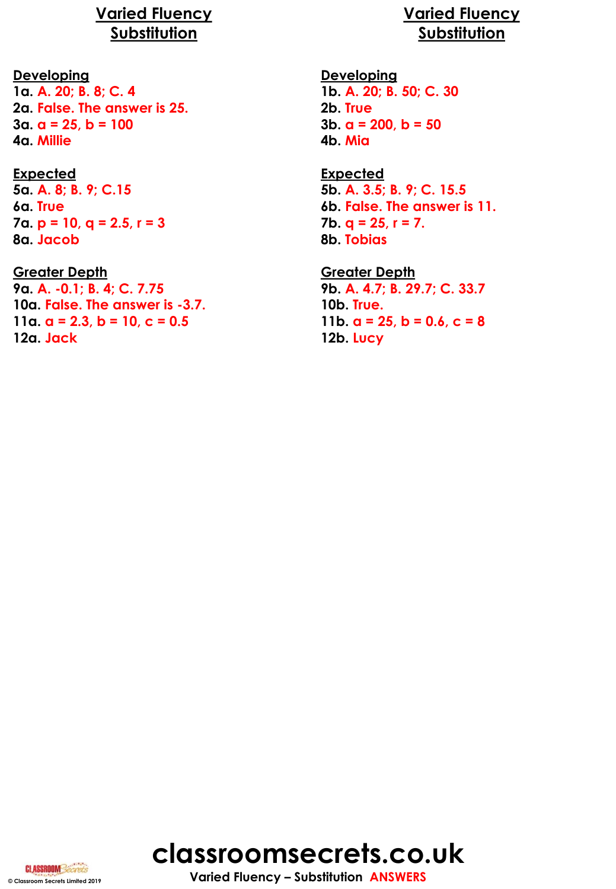## Varied Fluency
## Substitution

**Developing**

**1a.** A. 20; B. 8; C. 4
**2a.** False. The answer is 25.
**3a.** $a = 25$, $b = 100$
**4a.** Millie

**Expected**

**5a.** A. 8; B. 9; C.15
**6a.** True
**7a.** $p = 10$, $q = 2.5$, $r = 3$
**8a.** Jacob

**Greater Depth**

**9a.** A. -0.1; B. 4; C. 7.75
**10a.** False. The answer is -3.7.
**11a.** $a = 2.3$, $b = 10$, $c = 0.5$
**12a.** Jack

## Varied Fluency
## Substitution

**Developing**

**1b.** A. 20; B. 50; C. 30
**2b.** True
**3b.** $a = 200$, $b = 50$
**4b.** Mia

**Expected**

**5b.** A. 3.5; B. 9; C. 15.5
**6b.** False. The answer is 11.
**7b.** $q = 25$, $r = 7$.
**8b.** Tobias

**Greater Depth**

**9b.** A. 4.7; B. 29.7; C. 33.7
**10b.** True.
**11b.** $a = 25$, $b = 0.6$, $c = 8$
**12b.** Lucy

Varied Fluency – Substitution ANSWERS